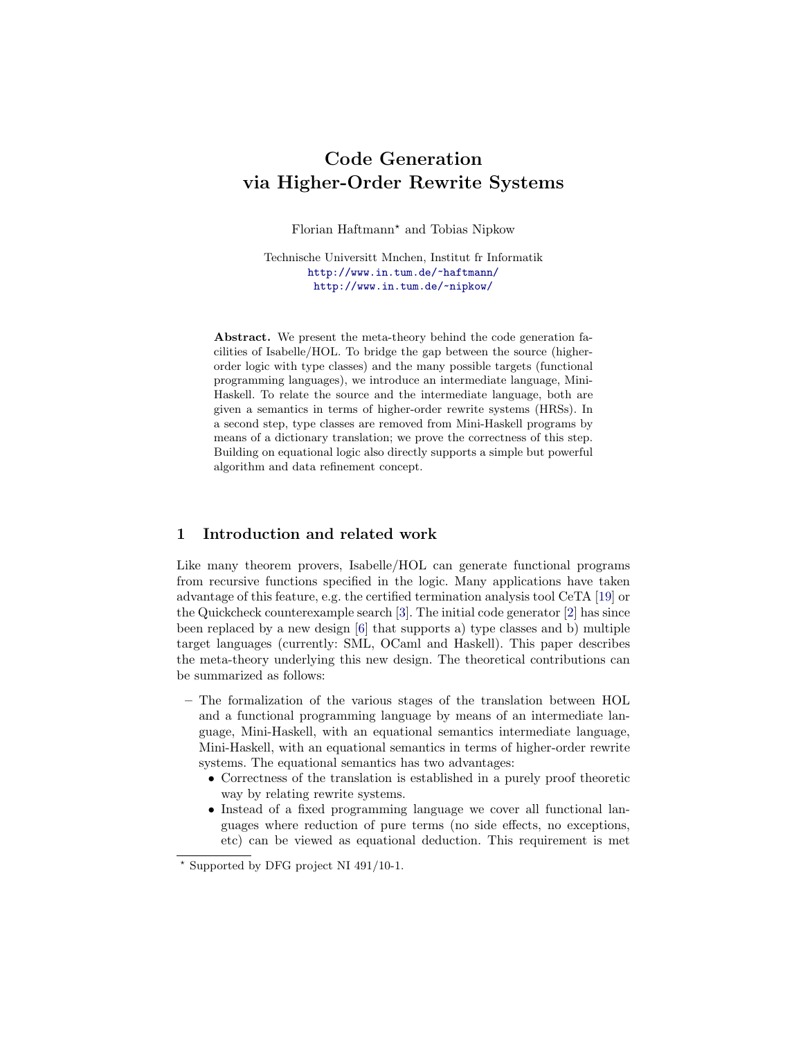# Code Generation via Higher-Order Rewrite Systems

Florian Haftmann* and Tobias Nipkow

Technische Universitt Mnchen, Institut fr Informatik
http://www.in.tum.de/~haftmann/
http://www.in.tum.de/~nipkow/

**Abstract.** We present the meta-theory behind the code generation facilities of Isabelle/HOL. To bridge the gap between the source (higher-order logic with type classes) and the many possible targets (functional programming languages), we introduce an intermediate language, Mini-Haskell. To relate the source and the intermediate language, both are given a semantics in terms of higher-order rewrite systems (HRSs). In a second step, type classes are removed from Mini-Haskell programs by means of a dictionary translation; we prove the correctness of this step. Building on equational logic also directly supports a simple but powerful algorithm and data refinement concept.

## 1 Introduction and related work

Like many theorem provers, Isabelle/HOL can generate functional programs from recursive functions specified in the logic. Many applications have taken advantage of this feature, e.g. the certified termination analysis tool CeTA [19] or the Quickcheck counterexample search [3]. The initial code generator [2] has since been replaced by a new design [6] that supports a) type classes and b) multiple target languages (currently: SML, OCaml and Haskell). This paper describes the meta-theory underlying this new design. The theoretical contributions can be summarized as follows:

- The formalization of the various stages of the translation between HOL and a functional programming language by means of an intermediate language, Mini-Haskell, with an equational semantics intermediate language, Mini-Haskell, with an equational semantics in terms of higher-order rewrite systems. The equational semantics has two advantages:
  - Correctness of the translation is established in a purely proof theoretic way by relating rewrite systems.
  - Instead of a fixed programming language we cover all functional languages where reduction of pure terms (no side effects, no exceptions, etc) can be viewed as equational deduction. This requirement is met

* Supported by DFG project NI 491/10-1.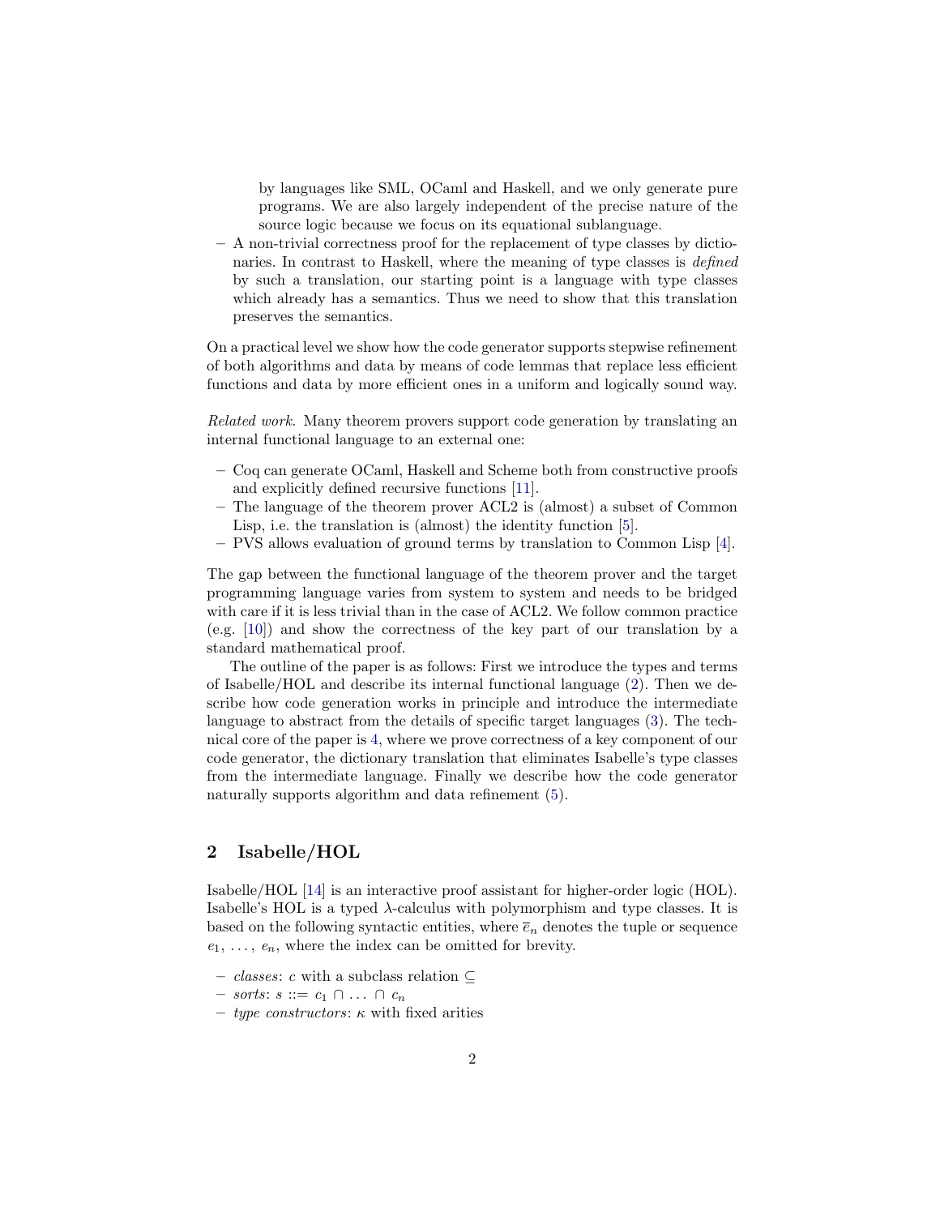by languages like SML, OCaml and Haskell, and we only generate pure programs. We are also largely independent of the precise nature of the source logic because we focus on its equational sublanguage.

- A non-trivial correctness proof for the replacement of type classes by dictionaries. In contrast to Haskell, where the meaning of type classes is *defined* by such a translation, our starting point is a language with type classes which already has a semantics. Thus we need to show that this translation preserves the semantics.

On a practical level we show how the code generator supports stepwise refinement of both algorithms and data by means of code lemmas that replace less efficient functions and data by more efficient ones in a uniform and logically sound way.

*Related work.* Many theorem provers support code generation by translating an internal functional language to an external one:

- Coq can generate OCaml, Haskell and Scheme both from constructive proofs and explicitly defined recursive functions [11].
- The language of the theorem prover ACL2 is (almost) a subset of Common Lisp, i.e. the translation is (almost) the identity function [5].
- PVS allows evaluation of ground terms by translation to Common Lisp [4].

The gap between the functional language of the theorem prover and the target programming language varies from system to system and needs to be bridged with care if it is less trivial than in the case of ACL2. We follow common practice (e.g. [10]) and show the correctness of the key part of our translation by a standard mathematical proof.

The outline of the paper is as follows: First we introduce the types and terms of Isabelle/HOL and describe its internal functional language (2). Then we describe how code generation works in principle and introduce the intermediate language to abstract from the details of specific target languages (3). The technical core of the paper is 4, where we prove correctness of a key component of our code generator, the dictionary translation that eliminates Isabelle's type classes from the intermediate language. Finally we describe how the code generator naturally supports algorithm and data refinement (5).

## 2 Isabelle/HOL

Isabelle/HOL [14] is an interactive proof assistant for higher-order logic (HOL). Isabelle's HOL is a typed $\lambda$-calculus with polymorphism and type classes. It is based on the following syntactic entities, where $\overline{e}_n$ denotes the tuple or sequence $e_1, \ldots, e_n$, where the index can be omitted for brevity.

- *classes*: $c$ with a subclass relation $\subseteq$
- *sorts*: $s ::= c_1 \cap \ldots \cap c_n$
- *type constructors*: $\kappa$ with fixed arities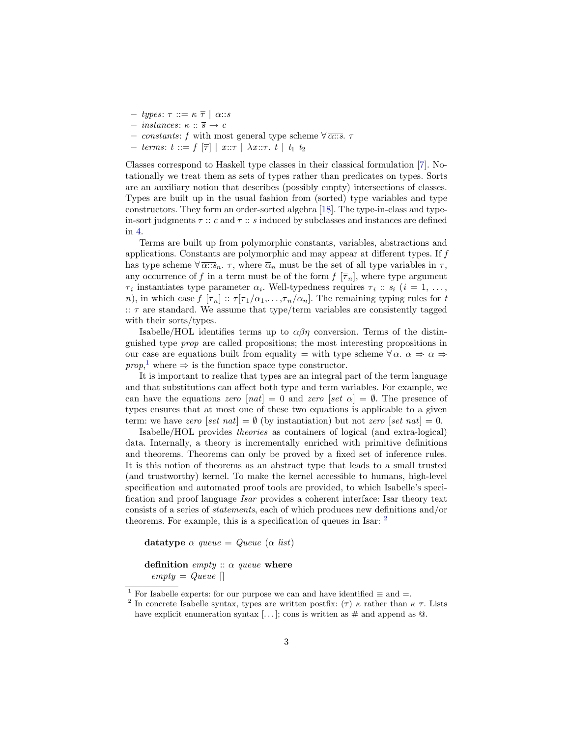- *types*: $\tau ::= \kappa\ \overline{\tau} \mid \alpha{::}s$
- *instances*: $\kappa :: \overline{s} \to c$
- *constants*: $f$ with most general type scheme $\forall\, \overline{\alpha{::}s}.\ \tau$
- *terms*: $t ::= f\ [\overline{\tau}] \mid x{::}\tau \mid \lambda x{::}\tau.\ t \mid t_1\ t_2$

Classes correspond to Haskell type classes in their classical formulation [7]. Notationally we treat them as sets of types rather than predicates on types. Sorts are an auxiliary notion that describes (possibly empty) intersections of classes. Types are built up in the usual fashion from (sorted) type variables and type constructors. They form an order-sorted algebra [18]. The type-in-class and type-in-sort judgments $\tau :: c$ and $\tau :: s$ induced by subclasses and instances are defined in 4.

Terms are built up from polymorphic constants, variables, abstractions and applications. Constants are polymorphic and may appear at different types. If $f$ has type scheme $\forall\, \overline{\alpha{::}s}_n.\ \tau$, where $\overline{\alpha}_n$ must be the set of all type variables in $\tau$, any occurrence of $f$ in a term must be of the form $f\ [\overline{\tau}_n]$, where type argument $\tau_i$ instantiates type parameter $\alpha_i$. Well-typedness requires $\tau_i :: s_i$ ($i = 1, \ldots, n$), in which case $f\ [\overline{\tau}_n] :: \tau[\tau_1/\alpha_1, \ldots, \tau_n/\alpha_n]$. The remaining typing rules for $t :: \tau$ are standard. We assume that type/term variables are consistently tagged with their sorts/types.

Isabelle/HOL identifies terms up to $\alpha\beta\eta$ conversion. Terms of the distinguished type *prop* are called propositions; the most interesting propositions in our case are equations built from equality $=$ with type scheme $\forall\, \alpha.\ \alpha \Rightarrow \alpha \Rightarrow prop$,[1] where $\Rightarrow$ is the function space type constructor.

It is important to realize that types are an integral part of the term language and that substitutions can affect both type and term variables. For example, we can have the equations $zero\ [nat] = 0$ and $zero\ [set\ \alpha] = \emptyset$. The presence of types ensures that at most one of these two equations is applicable to a given term: we have $zero\ [set\ nat] = \emptyset$ (by instantiation) but not $zero\ [set\ nat] = 0$.

Isabelle/HOL provides *theories* as containers of logical (and extra-logical) data. Internally, a theory is incrementally enriched with primitive definitions and theorems. Theorems can only be proved by a fixed set of inference rules. It is this notion of theorems as an abstract type that leads to a small trusted (and trustworthy) kernel. To make the kernel accessible to humans, high-level specification and automated proof tools are provided, to which Isabelle's specification and proof language *Isar* provides a coherent interface: Isar theory text consists of a series of *statements*, each of which produces new definitions and/or theorems. For example, this is a specification of queues in Isar: [2]

**datatype** $\alpha$ *queue* = *Queue* ($\alpha$ *list*)

**definition** *empty* :: $\alpha$ *queue* **where**
*empty* = *Queue* []

[1] For Isabelle experts: for our purpose we can and have identified $\equiv$ and $=$.

[2] In concrete Isabelle syntax, types are written postfix: $(\overline{\tau})\ \kappa$ rather than $\kappa\ \overline{\tau}$. Lists have explicit enumeration syntax [...]; cons is written as # and append as @.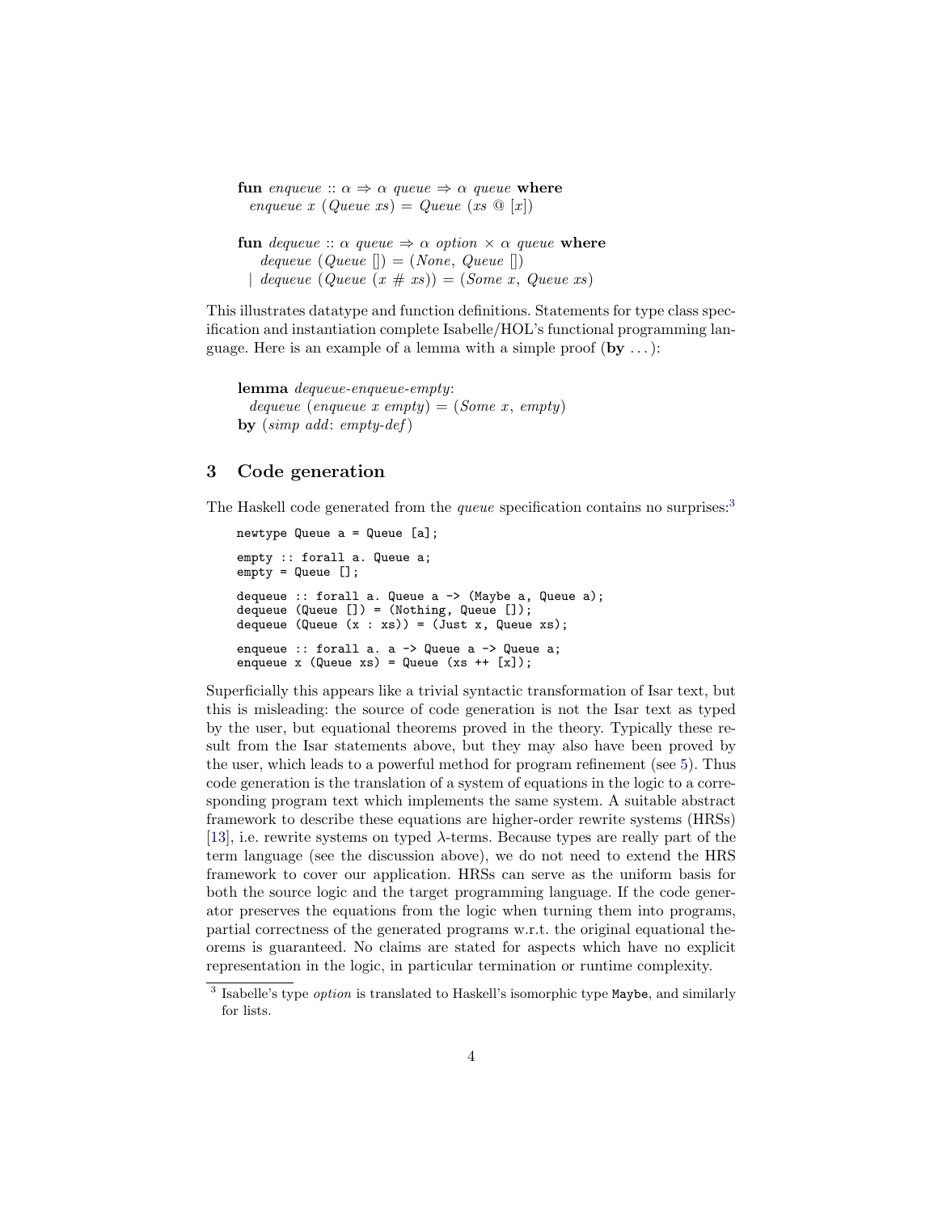**fun** *enqueue* :: $\alpha \Rightarrow \alpha$ *queue* $\Rightarrow \alpha$ *queue* **where**
  *enqueue x* (*Queue xs*) = *Queue* (*xs* @ [*x*])

**fun** *dequeue* :: $\alpha$ *queue* $\Rightarrow \alpha$ *option* $\times$ $\alpha$ *queue* **where**
  *dequeue* (*Queue* []) = (*None*, *Queue* [])
  | *dequeue* (*Queue* (*x* # *xs*)) = (*Some x*, *Queue xs*)

This illustrates datatype and function definitions. Statements for type class specification and instantiation complete Isabelle/HOL's functional programming language. Here is an example of a lemma with a simple proof (**by** ...):

**lemma** *dequeue-enqueue-empty*:
  *dequeue* (*enqueue x empty*) = (*Some x*, *empty*)
**by** (*simp add*: *empty-def*)

## 3 Code generation

The Haskell code generated from the *queue* specification contains no surprises:[3]

```
newtype Queue a = Queue [a];

empty :: forall a. Queue a;
empty = Queue [];

dequeue :: forall a. Queue a -> (Maybe a, Queue a);
dequeue (Queue []) = (Nothing, Queue []);
dequeue (Queue (x : xs)) = (Just x, Queue xs);

enqueue :: forall a. a -> Queue a -> Queue a;
enqueue x (Queue xs) = Queue (xs ++ [x]);
```

Superficially this appears like a trivial syntactic transformation of Isar text, but this is misleading: the source of code generation is not the Isar text as typed by the user, but equational theorems proved in the theory. Typically these result from the Isar statements above, but they may also have been proved by the user, which leads to a powerful method for program refinement (see 5). Thus code generation is the translation of a system of equations in the logic to a corresponding program text which implements the same system. A suitable abstract framework to describe these equations are higher-order rewrite systems (HRSs) [13], i.e. rewrite systems on typed $\lambda$-terms. Because types are really part of the term language (see the discussion above), we do not need to extend the HRS framework to cover our application. HRSs can serve as the uniform basis for both the source logic and the target programming language. If the code generator preserves the equations from the logic when turning them into programs, partial correctness of the generated programs w.r.t. the original equational theorems is guaranteed. No claims are stated for aspects which have no explicit representation in the logic, in particular termination or runtime complexity.

[3] Isabelle's type *option* is translated to Haskell's isomorphic type `Maybe`, and similarly for lists.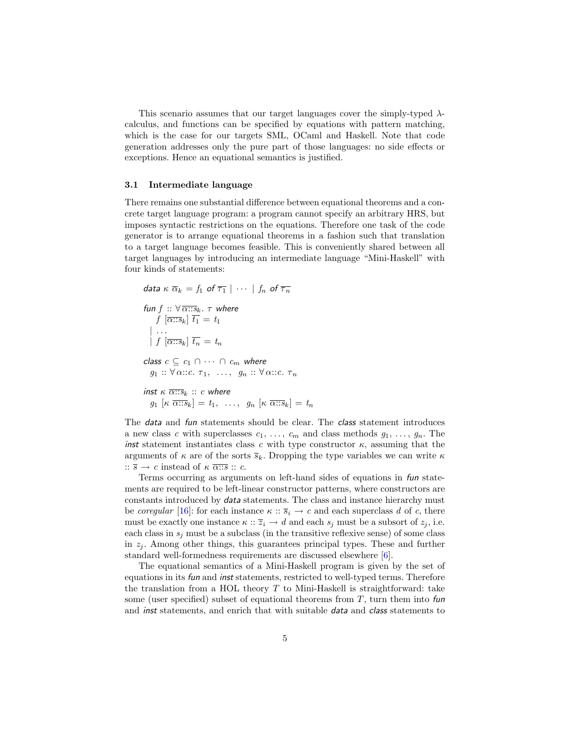This scenario assumes that our target languages cover the simply-typed λ-calculus, and functions can be specified by equations with pattern matching, which is the case for our targets SML, OCaml and Haskell. Note that code generation addresses only the pure part of those languages: no side effects or exceptions. Hence an equational semantics is justified.

### 3.1 Intermediate language

There remains one substantial difference between equational theorems and a concrete target language program: a program cannot specify an arbitrary HRS, but imposes syntactic restrictions on the equations. Therefore one task of the code generator is to arrange equational theorems in a fashion such that translation to a target language becomes feasible. This is conveniently shared between all target languages by introducing an intermediate language "Mini-Haskell" with four kinds of statements:

$$\textit{data}\ \kappa\ \overline{\alpha}_k = f_1\ \textit{of}\ \overline{\tau_1}\ |\ \cdots\ |\ f_n\ \textit{of}\ \overline{\tau_n}$$

$$\begin{array}{l} \textit{fun}\ f\ ::\ \forall\,\overline{\alpha{::}s}_k.\ \tau\ \textit{where} \\ \quad f\ [\overline{\alpha{::}s}_k]\ \overline{t_1} = t_1 \\ |\ \ldots \\ |\ f\ [\overline{\alpha{::}s}_k]\ \overline{t_n} = t_n \end{array}$$

$$\begin{array}{l} \textit{class}\ c \subseteq c_1 \cap \cdots \cap c_m\ \textit{where} \\ \quad g_1 :: \forall\,\alpha{::}c.\ \tau_1,\ \ \ldots,\ \ g_n :: \forall\,\alpha{::}c.\ \tau_n \end{array}$$

$$\begin{array}{l} \textit{inst}\ \kappa\ \overline{\alpha{::}s}_k\ ::\ c\ \textit{where} \\ \quad g_1\ [\kappa\ \overline{\alpha{::}s}_k] = t_1,\ \ \ldots,\ \ g_n\ [\kappa\ \overline{\alpha{::}s}_k] = t_n \end{array}$$

The *data* and *fun* statements should be clear. The *class* statement introduces a new class $c$ with superclasses $c_1, \ldots, c_m$ and class methods $g_1, \ldots, g_n$. The *inst* statement instantiates class $c$ with type constructor $\kappa$, assuming that the arguments of $\kappa$ are of the sorts $\overline{s}_k$. Dropping the type variables we can write $\kappa :: \overline{s} \to c$ instead of $\kappa\ \overline{\alpha{::}s} :: c$.

Terms occurring as arguments on left-hand sides of equations in *fun* statements are required to be left-linear constructor patterns, where constructors are constants introduced by *data* statements. The class and instance hierarchy must be *coregular* [16]: for each instance $\kappa :: \overline{s}_i \to c$ and each superclass $d$ of $c$, there must be exactly one instance $\kappa :: \overline{z}_i \to d$ and each $s_j$ must be a subsort of $z_j$, i.e. each class in $s_j$ must be a subclass (in the transitive reflexive sense) of some class in $z_j$. Among other things, this guarantees principal types. These and further standard well-formedness requirements are discussed elsewhere [6].

The equational semantics of a Mini-Haskell program is given by the set of equations in its *fun* and *inst* statements, restricted to well-typed terms. Therefore the translation from a HOL theory $T$ to Mini-Haskell is straightforward: take some (user specified) subset of equational theorems from $T$, turn them into *fun* and *inst* statements, and enrich that with suitable *data* and *class* statements to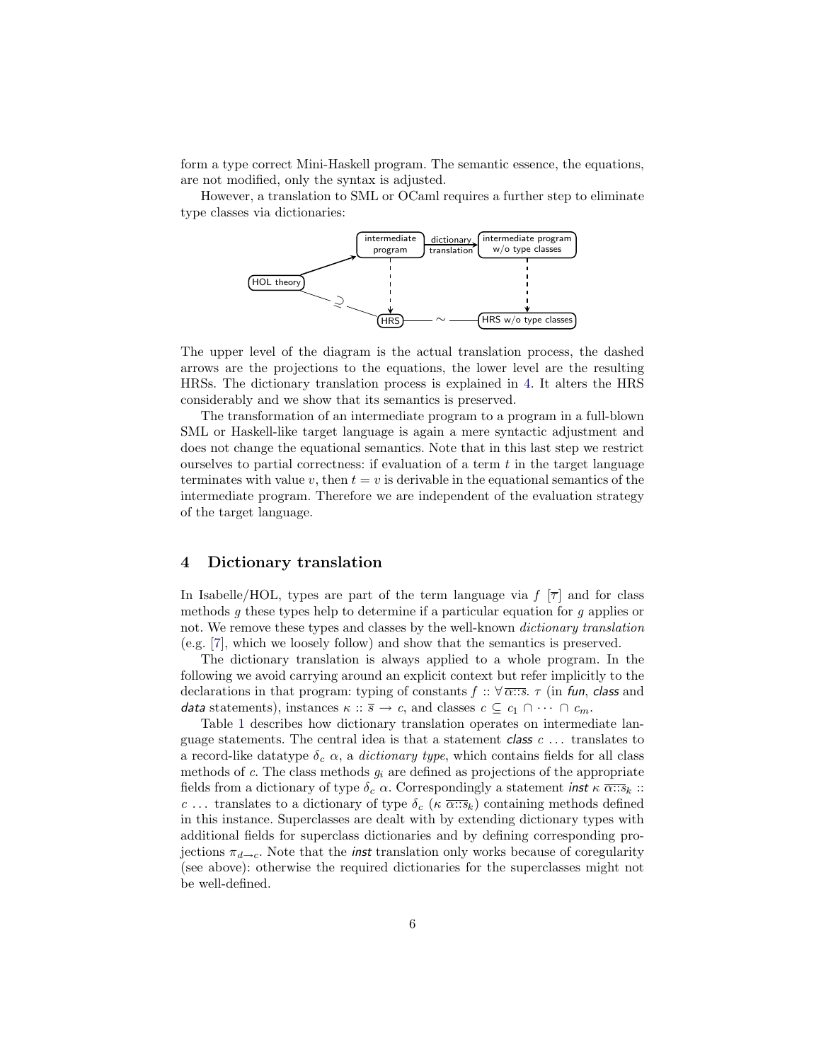form a type correct Mini-Haskell program. The semantic essence, the equations, are not modified, only the syntax is adjusted.

However, a translation to SML or OCaml requires a further step to eliminate type classes via dictionaries:

The upper level of the diagram is the actual translation process, the dashed arrows are the projections to the equations, the lower level are the resulting HRSs. The dictionary translation process is explained in 4. It alters the HRS considerably and we show that its semantics is preserved.

The transformation of an intermediate program to a program in a full-blown SML or Haskell-like target language is again a mere syntactic adjustment and does not change the equational semantics. Note that in this last step we restrict ourselves to partial correctness: if evaluation of a term $t$ in the target language terminates with value $v$, then $t = v$ is derivable in the equational semantics of the intermediate program. Therefore we are independent of the evaluation strategy of the target language.

## 4 Dictionary translation

In Isabelle/HOL, types are part of the term language via $f\ [\overline{\tau}]$ and for class methods $g$ these types help to determine if a particular equation for $g$ applies or not. We remove these types and classes by the well-known *dictionary translation* (e.g. [7], which we loosely follow) and show that the semantics is preserved.

The dictionary translation is always applied to a whole program. In the following we avoid carrying around an explicit context but refer implicitly to the declarations in that program: typing of constants $f :: \forall\, \overline{\alpha{::}s}.\ \tau$ (in *fun*, *class* and *data* statements), instances $\kappa :: \overline{s} \rightarrow c$, and classes $c \subseteq c_1 \cap \cdots \cap c_m$.

Table 1 describes how dictionary translation operates on intermediate language statements. The central idea is that a statement *class* $c$ ... translates to a record-like datatype $\delta_c\ \alpha$, a *dictionary type*, which contains fields for all class methods of $c$. The class methods $g_i$ are defined as projections of the appropriate fields from a dictionary of type $\delta_c\ \alpha$. Correspondingly a statement *inst* $\kappa\ \overline{\alpha{::}s_k} :: c$ ... translates to a dictionary of type $\delta_c\ (\kappa\ \overline{\alpha{::}s_k})$ containing methods defined in this instance. Superclasses are dealt with by extending dictionary types with additional fields for superclass dictionaries and by defining corresponding projections $\pi_{d \rightarrow c}$. Note that the *inst* translation only works because of coregularity (see above): otherwise the required dictionaries for the superclasses might not be well-defined.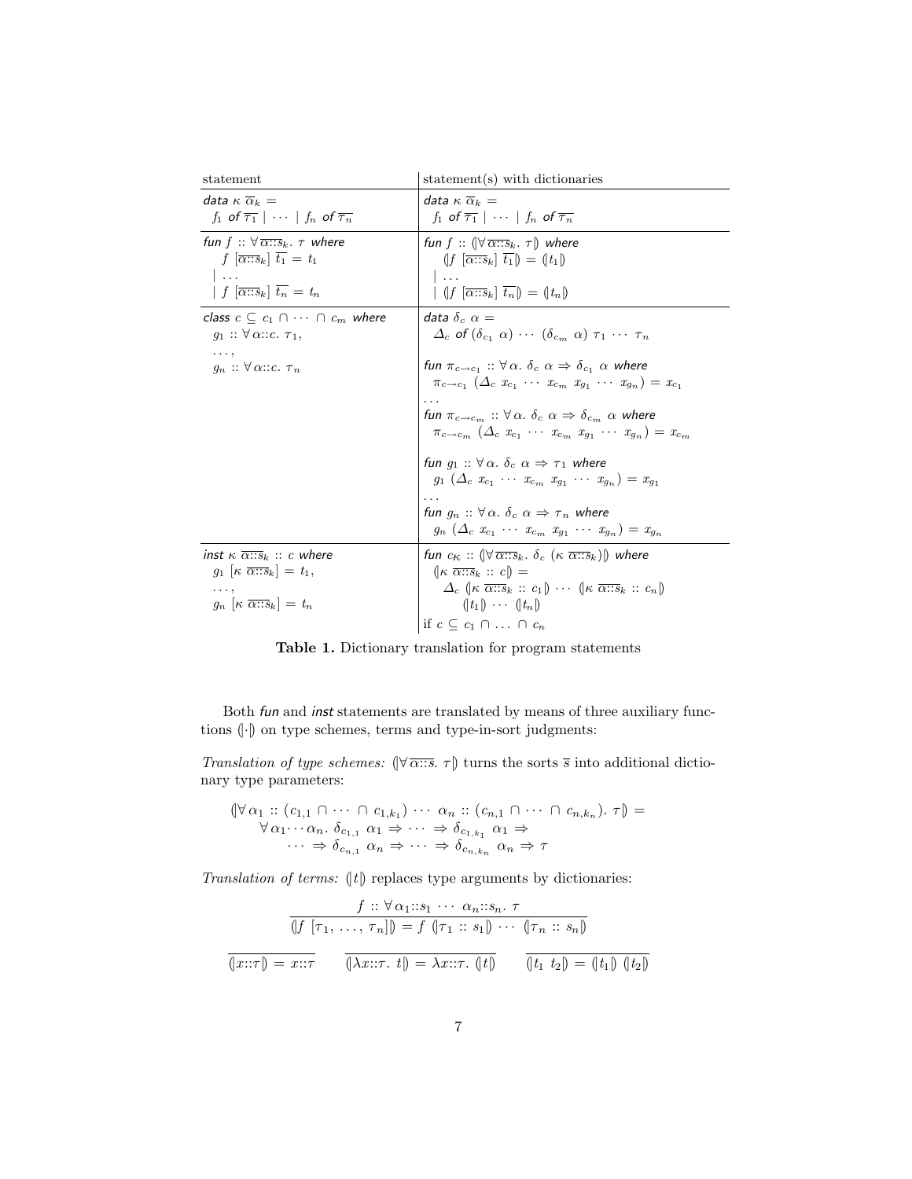| statement | statement(s) with dictionaries |
|---|---|
| *data* $\kappa\ \overline{\alpha}_k =$ <br> $f_1$ *of* $\overline{\tau_1} \mid \cdots \mid f_n$ *of* $\overline{\tau_n}$ | *data* $\kappa\ \overline{\alpha}_k =$ <br> $f_1$ *of* $\overline{\tau_1} \mid \cdots \mid f_n$ *of* $\overline{\tau_n}$ |
| *fun* $f :: \forall\,\overline{\alpha{::}s}_k.\ \tau$ *where* <br> $f\ [\overline{\alpha{::}s}_k]\ \overline{t_1} = t_1$ <br> $\mid \ldots$ <br> $\mid f\ [\overline{\alpha{::}s}_k]\ \overline{t_n} = t_n$ | *fun* $f :: (\!|\forall\,\overline{\alpha{::}s}_k.\ \tau|\!)$ *where* <br> $(\!|f\ [\overline{\alpha{::}s}_k]\ \overline{t_1}|\!) = (\!|t_1|\!)$ <br> $\mid \ldots$ <br> $\mid (\!|f\ [\overline{\alpha{::}s}_k]\ \overline{t_n}|\!) = (\!|t_n|\!)$ |
| *class* $c \subseteq c_1 \cap \cdots \cap c_m$ *where* <br> $g_1 :: \forall\,\alpha{::}c.\ \tau_1,$ <br> $\ldots,$ <br> $g_n :: \forall\,\alpha{::}c.\ \tau_n$ | *data* $\delta_c\ \alpha =$ <br> $\Delta_c$ *of* $(\delta_{c_1}\ \alpha) \cdots (\delta_{c_m}\ \alpha)\ \tau_1 \cdots \tau_n$ <br><br> *fun* $\pi_{c \to c_1} :: \forall\,\alpha.\ \delta_c\ \alpha \Rightarrow \delta_{c_1}\ \alpha$ *where* <br> $\pi_{c \to c_1}\ (\Delta_c\ x_{c_1} \cdots x_{c_m}\ x_{g_1} \cdots x_{g_n}) = x_{c_1}$ <br> $\ldots$ <br> *fun* $\pi_{c \to c_m} :: \forall\,\alpha.\ \delta_c\ \alpha \Rightarrow \delta_{c_m}\ \alpha$ *where* <br> $\pi_{c \to c_m}\ (\Delta_c\ x_{c_1} \cdots x_{c_m}\ x_{g_1} \cdots x_{g_n}) = x_{c_m}$ <br><br> *fun* $g_1 :: \forall\,\alpha.\ \delta_c\ \alpha \Rightarrow \tau_1$ *where* <br> $g_1\ (\Delta_c\ x_{c_1} \cdots x_{c_m}\ x_{g_1} \cdots x_{g_n}) = x_{g_1}$ <br> $\ldots$ <br> *fun* $g_n :: \forall\,\alpha.\ \delta_c\ \alpha \Rightarrow \tau_n$ *where* <br> $g_n\ (\Delta_c\ x_{c_1} \cdots x_{c_m}\ x_{g_1} \cdots x_{g_n}) = x_{g_n}$ |
| *inst* $\kappa\ \overline{\alpha{::}s}_k :: c$ *where* <br> $g_1\ [\kappa\ \overline{\alpha{::}s}_k] = t_1,$ <br> $\ldots,$ <br> $g_n\ [\kappa\ \overline{\alpha{::}s}_k] = t_n$ | *fun* $c_\kappa :: (\!|\forall\,\overline{\alpha{::}s}_k.\ \delta_c\ (\kappa\ \overline{\alpha{::}s}_k)|\!)$ *where* <br> $(\!|\kappa\ \overline{\alpha{::}s}_k :: c|\!) =$ <br> $\Delta_c\ (\!|\kappa\ \overline{\alpha{::}s}_k :: c_1|\!) \cdots (\!|\kappa\ \overline{\alpha{::}s}_k :: c_n|\!)$ <br> $(\!|t_1|\!) \cdots (\!|t_n|\!)$ <br> if $c \subseteq c_1 \cap \ldots \cap c_n$ |

**Table 1.** Dictionary translation for program statements

Both *fun* and *inst* statements are translated by means of three auxiliary functions $(\!|\cdot|\!)$ on type schemes, terms and type-in-sort judgments:

*Translation of type schemes:* $(\!|\forall\,\overline{\alpha{::}s}.\ \tau|\!)$ turns the sorts $\overline{s}$ into additional dictionary type parameters:

$$
\begin{aligned}
&(\!|\forall\,\alpha_1 :: (c_{1,1} \cap \cdots \cap c_{1,k_1}) \cdots \alpha_n :: (c_{n,1} \cap \cdots \cap c_{n,k_n}).\ \tau|\!) = \\
&\quad \forall\,\alpha_1 \cdots \alpha_n.\ \delta_{c_{1,1}}\ \alpha_1 \Rightarrow \cdots \Rightarrow \delta_{c_{1,k_1}}\ \alpha_1 \Rightarrow \\
&\qquad \cdots \Rightarrow \delta_{c_{n,1}}\ \alpha_n \Rightarrow \cdots \Rightarrow \delta_{c_{n,k_n}}\ \alpha_n \Rightarrow \tau
\end{aligned}
$$

*Translation of terms:* $(\!|t|\!)$ replaces type arguments by dictionaries:

$$
\frac{f :: \forall\,\alpha_1{::}s_1 \cdots \alpha_n{::}s_n.\ \tau}{(\!|f\ [\tau_1,\ \ldots,\ \tau_n]|\!) = f\ (\!|\tau_1 :: s_1|\!) \cdots (\!|\tau_n :: s_n|\!)}
$$

$$
\frac{}{(\!|x{::}\tau|\!) = x{::}\tau} \qquad \frac{}{(\!|\lambda x{::}\tau.\ t|\!) = \lambda x{::}\tau.\ (\!|t|\!)} \qquad \frac{}{(\!|t_1\ t_2|\!) = (\!|t_1|\!)\ (\!|t_2|\!)}
$$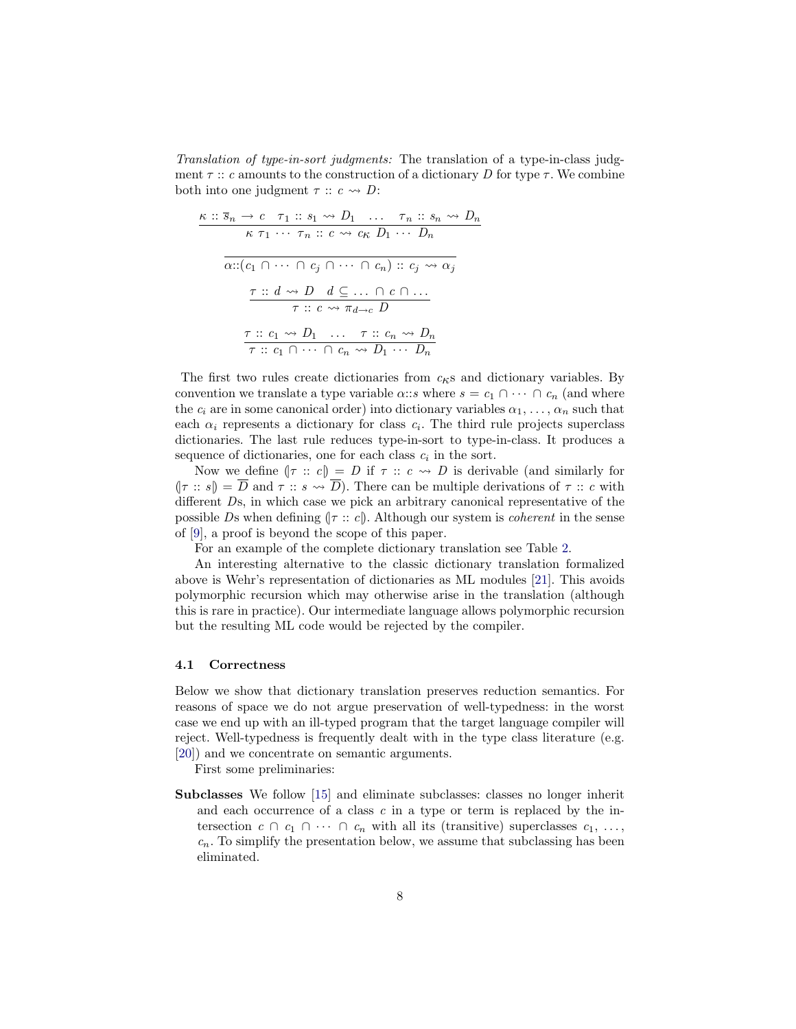*Translation of type-in-sort judgments:* The translation of a type-in-class judgment $\tau :: c$ amounts to the construction of a dictionary $D$ for type $\tau$. We combine both into one judgment $\tau :: c \rightsquigarrow D$:

$$\frac{\kappa :: \overline{s}_n \to c \quad \tau_1 :: s_1 \rightsquigarrow D_1 \quad \ldots \quad \tau_n :: s_n \rightsquigarrow D_n}{\kappa\ \tau_1\ \cdots\ \tau_n :: c \rightsquigarrow c_\kappa\ D_1\ \cdots\ D_n}$$

$$\frac{}{\alpha{::}(c_1 \cap \cdots \cap c_j \cap \cdots \cap c_n) :: c_j \rightsquigarrow \alpha_j}$$

$$\frac{\tau :: d \rightsquigarrow D \quad d \subseteq \ldots \cap c \cap \ldots}{\tau :: c \rightsquigarrow \pi_{d \to c}\ D}$$

$$\frac{\tau :: c_1 \rightsquigarrow D_1 \quad \ldots \quad \tau :: c_n \rightsquigarrow D_n}{\tau :: c_1 \cap \cdots \cap c_n \rightsquigarrow D_1\ \cdots\ D_n}$$

The first two rules create dictionaries from $c_\kappa$s and dictionary variables. By convention we translate a type variable $\alpha{::}s$ where $s = c_1 \cap \cdots \cap c_n$ (and where the $c_i$ are in some canonical order) into dictionary variables $\alpha_1, \ldots, \alpha_n$ such that each $\alpha_i$ represents a dictionary for class $c_i$. The third rule projects superclass dictionaries. The last rule reduces type-in-sort to type-in-class. It produces a sequence of dictionaries, one for each class $c_i$ in the sort.

Now we define $(\!|\tau :: c|\!) = D$ if $\tau :: c \rightsquigarrow D$ is derivable (and similarly for $(\!|\tau :: s|\!) = \overline{D}$ and $\tau :: s \rightsquigarrow \overline{D}$). There can be multiple derivations of $\tau :: c$ with different $D$s, in which case we pick an arbitrary canonical representative of the possible $D$s when defining $(\!|\tau :: c|\!)$. Although our system is *coherent* in the sense of [9], a proof is beyond the scope of this paper.

For an example of the complete dictionary translation see Table 2.

An interesting alternative to the classic dictionary translation formalized above is Wehr's representation of dictionaries as ML modules [21]. This avoids polymorphic recursion which may otherwise arise in the translation (although this is rare in practice). Our intermediate language allows polymorphic recursion but the resulting ML code would be rejected by the compiler.

### 4.1 Correctness

Below we show that dictionary translation preserves reduction semantics. For reasons of space we do not argue preservation of well-typedness: in the worst case we end up with an ill-typed program that the target language compiler will reject. Well-typedness is frequently dealt with in the type class literature (e.g. [20]) and we concentrate on semantic arguments.

First some preliminaries:

**Subclasses** We follow [15] and eliminate subclasses: classes no longer inherit and each occurrence of a class $c$ in a type or term is replaced by the intersection $c \cap c_1 \cap \cdots \cap c_n$ with all its (transitive) superclasses $c_1, \ldots, c_n$. To simplify the presentation below, we assume that subclassing has been eliminated.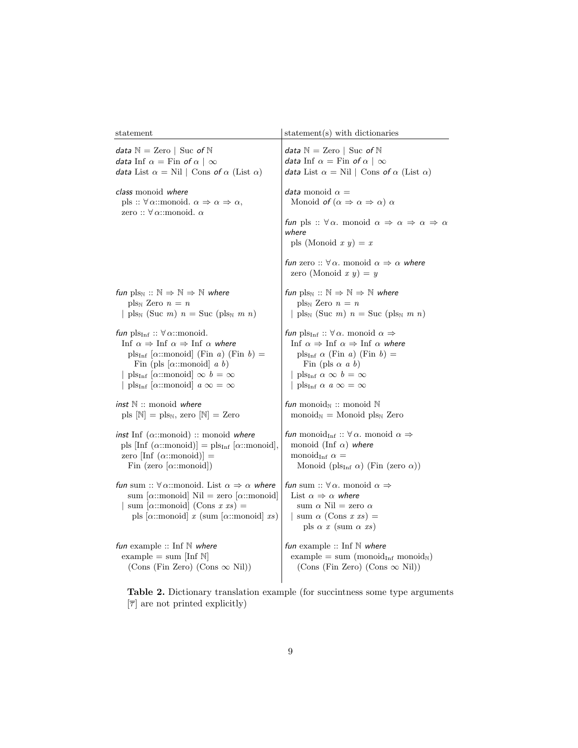| statement | statement(s) with dictionaries |
| --- | --- |
| *data* $\mathbb{N}$ = Zero \| Suc *of* $\mathbb{N}$<br>*data* Inf $\alpha$ = Fin *of* $\alpha$ \| $\infty$<br>*data* List $\alpha$ = Nil \| Cons *of* $\alpha$ (List $\alpha$) | *data* $\mathbb{N}$ = Zero \| Suc *of* $\mathbb{N}$<br>*data* Inf $\alpha$ = Fin *of* $\alpha$ \| $\infty$<br>*data* List $\alpha$ = Nil \| Cons *of* $\alpha$ (List $\alpha$) |
| *class* monoid *where*<br>pls :: $\forall\,\alpha$::monoid. $\alpha \Rightarrow \alpha \Rightarrow \alpha$,<br>zero :: $\forall\,\alpha$::monoid. $\alpha$ | *data* monoid $\alpha$ =<br>Monoid *of* ($\alpha \Rightarrow \alpha \Rightarrow \alpha$) $\alpha$<br><br>*fun* pls :: $\forall\,\alpha$. monoid $\alpha \Rightarrow \alpha \Rightarrow \alpha \Rightarrow \alpha$ *where*<br>pls (Monoid $x$ $y$) = $x$<br><br>*fun* zero :: $\forall\,\alpha$. monoid $\alpha \Rightarrow \alpha$ *where*<br>zero (Monoid $x$ $y$) = $y$ |
| *fun* $\text{pls}_{\mathbb{N}}$ :: $\mathbb{N} \Rightarrow \mathbb{N} \Rightarrow \mathbb{N}$ *where*<br>$\text{pls}_{\mathbb{N}}$ Zero $n$ = $n$<br>\| $\text{pls}_{\mathbb{N}}$ (Suc $m$) $n$ = Suc ($\text{pls}_{\mathbb{N}}$ $m$ $n$) | *fun* $\text{pls}_{\mathbb{N}}$ :: $\mathbb{N} \Rightarrow \mathbb{N} \Rightarrow \mathbb{N}$ *where*<br>$\text{pls}_{\mathbb{N}}$ Zero $n$ = $n$<br>\| $\text{pls}_{\mathbb{N}}$ (Suc $m$) $n$ = Suc ($\text{pls}_{\mathbb{N}}$ $m$ $n$) |
| *fun* $\text{pls}_{\text{Inf}}$ :: $\forall\,\alpha$::monoid.<br>Inf $\alpha \Rightarrow$ Inf $\alpha \Rightarrow$ Inf $\alpha$ *where*<br>$\text{pls}_{\text{Inf}}$ [$\alpha$::monoid] (Fin $a$) (Fin $b$) =<br>Fin (pls [$\alpha$::monoid] $a$ $b$)<br>\| $\text{pls}_{\text{Inf}}$ [$\alpha$::monoid] $\infty$ $b$ = $\infty$<br>\| $\text{pls}_{\text{Inf}}$ [$\alpha$::monoid] $a$ $\infty$ = $\infty$ | *fun* $\text{pls}_{\text{Inf}}$ :: $\forall\,\alpha$. monoid $\alpha \Rightarrow$<br>Inf $\alpha \Rightarrow$ Inf $\alpha \Rightarrow$ Inf $\alpha$ *where*<br>$\text{pls}_{\text{Inf}}$ $\alpha$ (Fin $a$) (Fin $b$) =<br>Fin (pls $\alpha$ $a$ $b$)<br>\| $\text{pls}_{\text{Inf}}$ $\alpha$ $\infty$ $b$ = $\infty$<br>\| $\text{pls}_{\text{Inf}}$ $\alpha$ $a$ $\infty$ = $\infty$ |
| *inst* $\mathbb{N}$ :: monoid *where*<br>pls [$\mathbb{N}$] = $\text{pls}_{\mathbb{N}}$, zero [$\mathbb{N}$] = Zero | *fun* $\text{monoid}_{\mathbb{N}}$ :: monoid $\mathbb{N}$<br>$\text{monoid}_{\mathbb{N}}$ = Monoid $\text{pls}_{\mathbb{N}}$ Zero |
| *inst* Inf ($\alpha$::monoid) :: monoid *where*<br>pls [Inf ($\alpha$::monoid)] = $\text{pls}_{\text{Inf}}$ [$\alpha$::monoid],<br>zero [Inf ($\alpha$::monoid)] =<br>Fin (zero [$\alpha$::monoid]) | *fun* $\text{monoid}_{\text{Inf}}$ :: $\forall\,\alpha$. monoid $\alpha \Rightarrow$<br>monoid (Inf $\alpha$) *where*<br>$\text{monoid}_{\text{Inf}}$ $\alpha$ =<br>Monoid ($\text{pls}_{\text{Inf}}$ $\alpha$) (Fin (zero $\alpha$)) |
| *fun* sum :: $\forall\,\alpha$::monoid. List $\alpha \Rightarrow \alpha$ *where*<br>sum [$\alpha$::monoid] Nil = zero [$\alpha$::monoid]<br>\| sum [$\alpha$::monoid] (Cons $x$ $xs$) =<br>pls [$\alpha$::monoid] $x$ (sum [$\alpha$::monoid] $xs$) | *fun* sum :: $\forall\,\alpha$. monoid $\alpha \Rightarrow$<br>List $\alpha \Rightarrow \alpha$ *where*<br>sum $\alpha$ Nil = zero $\alpha$<br>\| sum $\alpha$ (Cons $x$ $xs$) =<br>pls $\alpha$ $x$ (sum $\alpha$ $xs$) |
| *fun* example :: Inf $\mathbb{N}$ *where*<br>example = sum [Inf $\mathbb{N}$]<br>(Cons (Fin Zero) (Cons $\infty$ Nil)) | *fun* example :: Inf $\mathbb{N}$ *where*<br>example = sum ($\text{monoid}_{\text{Inf}}$ $\text{monoid}_{\mathbb{N}}$)<br>(Cons (Fin Zero) (Cons $\infty$ Nil)) |

**Table 2.** Dictionary translation example (for succintness some type arguments $[\overline{\tau}]$ are not printed explicitly)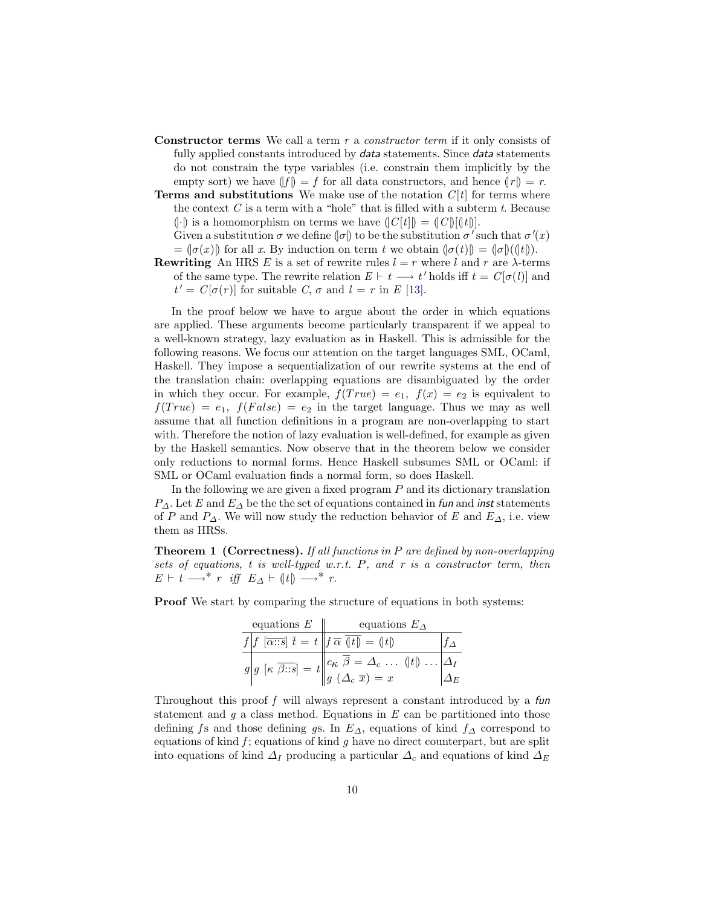**Constructor terms** We call a term $r$ a *constructor term* if it only consists of fully applied constants introduced by *data* statements. Since *data* statements do not constrain the type variables (i.e. constrain them implicitly by the empty sort) we have $(\!|f|\!) = f$ for all data constructors, and hence $(\!|r|\!) = r$.

**Terms and substitutions** We make use of the notation $C[t]$ for terms where the context $C$ is a term with a "hole" that is filled with a subterm $t$. Because $(\!|\cdot|\!)$ is a homomorphism on terms we have $(\!|C[t]|\!) = (\!|C|\!)[(\!|t|\!)]$.
Given a substitution $\sigma$ we define $(\!|\sigma|\!)$ to be the substitution $\sigma'$ such that $\sigma'(x) = (\!|\sigma(x)|\!)$ for all $x$. By induction on term $t$ we obtain $(\!|\sigma(t)|\!) = (\!|\sigma|\!)((\!|t|\!))$.

**Rewriting** An HRS $E$ is a set of rewrite rules $l = r$ where $l$ and $r$ are $\lambda$-terms of the same type. The rewrite relation $E \vdash t \longrightarrow t'$ holds iff $t = C[\sigma(l)]$ and $t' = C[\sigma(r)]$ for suitable $C$, $\sigma$ and $l = r$ in $E$ [13].

In the proof below we have to argue about the order in which equations are applied. These arguments become particularly transparent if we appeal to a well-known strategy, lazy evaluation as in Haskell. This is admissible for the following reasons. We focus our attention on the target languages SML, OCaml, Haskell. They impose a sequentialization of our rewrite systems at the end of the translation chain: overlapping equations are disambiguated by the order in which they occur. For example, $f(True) = e_1,\ f(x) = e_2$ is equivalent to $f(True) = e_1,\ f(False) = e_2$ in the target language. Thus we may as well assume that all function definitions in a program are non-overlapping to start with. Therefore the notion of lazy evaluation is well-defined, for example as given by the Haskell semantics. Now observe that in the theorem below we consider only reductions to normal forms. Hence Haskell subsumes SML or OCaml: if SML or OCaml evaluation finds a normal form, so does Haskell.

In the following we are given a fixed program $P$ and its dictionary translation $P_\Delta$. Let $E$ and $E_\Delta$ be the the set of equations contained in *fun* and *inst* statements of $P$ and $P_\Delta$. We will now study the reduction behavior of $E$ and $E_\Delta$, i.e. view them as HRSs.

**Theorem 1 (Correctness).** *If all functions in $P$ are defined by non-overlapping sets of equations, $t$ is well-typed w.r.t. $P$, and $r$ is a constructor term, then $E \vdash t \longrightarrow^* r$ iff $E_\Delta \vdash (\!|t|\!) \longrightarrow^* r$.*

**Proof** We start by comparing the structure of equations in both systems:

| | equations $E$ | equations $E_\Delta$ | |
|---|---|---|---|
| $f$ | $f\ [\overline{\alpha{::}s}]\ \overline{t} = t$ | $f\ \overline{\alpha}\ \overline{(\!|t|\!)} = (\!|t|\!)$ | $f_\Delta$ |
| $g$ | $g\ [\kappa\ \overline{\beta{::}s}] = t$ | $c_\kappa\ \overline{\beta} = \Delta_c\ \ldots\ (\!|t|\!)\ \ldots$ | $\Delta_I$ |
| | | $g\ (\Delta_c\ \overline{x}) = x$ | $\Delta_E$ |

Throughout this proof $f$ will always represent a constant introduced by a *fun* statement and $g$ a class method. Equations in $E$ can be partitioned into those defining $f$s and those defining $g$s. In $E_\Delta$, equations of kind $f_\Delta$ correspond to equations of kind $f$; equations of kind $g$ have no direct counterpart, but are split into equations of kind $\Delta_I$ producing a particular $\Delta_c$ and equations of kind $\Delta_E$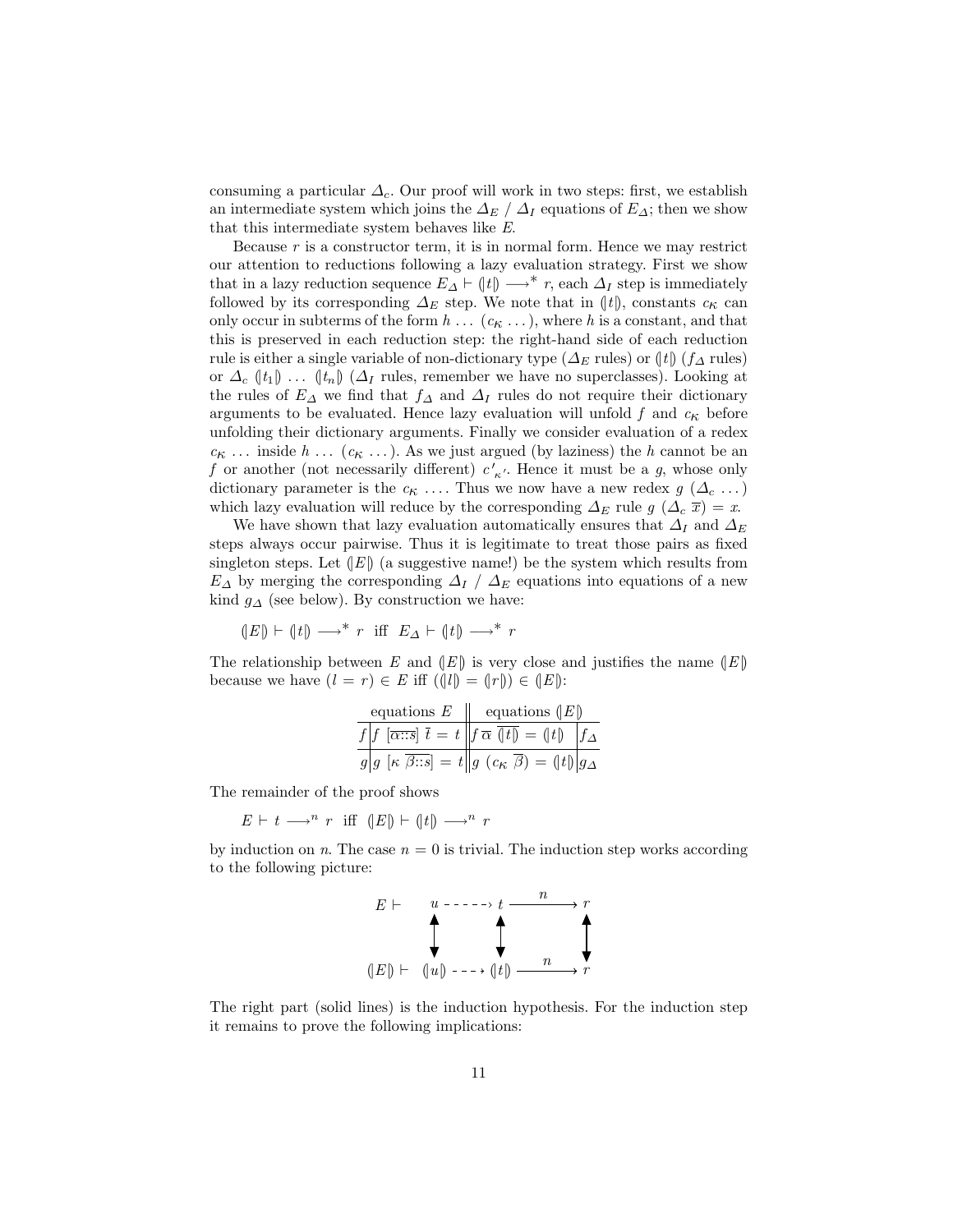consuming a particular $\varDelta_c$. Our proof will work in two steps: first, we establish an intermediate system which joins the $\varDelta_E$ / $\varDelta_I$ equations of $E_\varDelta$; then we show that this intermediate system behaves like $E$.

Because $r$ is a constructor term, it is in normal form. Hence we may restrict our attention to reductions following a lazy evaluation strategy. First we show that in a lazy reduction sequence $E_\varDelta \vdash (\!|t|\!) \longrightarrow^* r$, each $\varDelta_I$ step is immediately followed by its corresponding $\varDelta_E$ step. We note that in $(\!|t|\!)$, constants $c_\kappa$ can only occur in subterms of the form $h \ldots (c_\kappa \ldots)$, where $h$ is a constant, and that this is preserved in each reduction step: the right-hand side of each reduction rule is either a single variable of non-dictionary type ($\varDelta_E$ rules) or $(\!|t|\!)$ ($f_\varDelta$ rules) or $\varDelta_c\ (\!|t_1|\!)\ \ldots\ (\!|t_n|\!)$ ($\varDelta_I$ rules, remember we have no superclasses). Looking at the rules of $E_\varDelta$ we find that $f_\varDelta$ and $\varDelta_I$ rules do not require their dictionary arguments to be evaluated. Hence lazy evaluation will unfold $f$ and $c_\kappa$ before unfolding their dictionary arguments. Finally we consider evaluation of a redex $c_\kappa \ldots$ inside $h \ldots (c_\kappa \ldots)$. As we just argued (by laziness) the $h$ cannot be an $f$ or another (not necessarily different) $c'_{\kappa'}$. Hence it must be a $g$, whose only dictionary parameter is the $c_\kappa \ldots$. Thus we now have a new redex $g\ (\varDelta_c \ldots)$ which lazy evaluation will reduce by the corresponding $\varDelta_E$ rule $g\ (\varDelta_c\ \overline{x}) = x$.

We have shown that lazy evaluation automatically ensures that $\varDelta_I$ and $\varDelta_E$ steps always occur pairwise. Thus it is legitimate to treat those pairs as fixed singleton steps. Let $(\!|E|\!)$ (a suggestive name!) be the system which results from $E_\varDelta$ by merging the corresponding $\varDelta_I$ / $\varDelta_E$ equations into equations of a new kind $g_\varDelta$ (see below). By construction we have:

$$(\!|E|\!) \vdash (\!|t|\!) \longrightarrow^* r \ \text{ iff }\ E_\varDelta \vdash (\!|t|\!) \longrightarrow^* r$$

The relationship between $E$ and $(\!|E|\!)$ is very close and justifies the name $(\!|E|\!)$ because we have $(l = r) \in E$ iff $((\!|l|\!) = (\!|r|\!)) \in (\!|E|\!)$:

| | equations $E$ | equations $(\!|E|\!)$ | |
|---|---|---|---|
| $f$ | $f\ [\overline{\alpha{::}s}]\ \overline{t} = t$ | $f\,\overline{\alpha}\ \overline{(\!|t|\!)} = (\!|t|\!)$ | $f_\varDelta$ |
| $g$ | $g\ [\kappa\ \overline{\beta{::}s}] = t$ | $g\ (c_\kappa\ \overline{\beta}) = (\!|t|\!)$ | $g_\varDelta$ |

The remainder of the proof shows

$$E \vdash t \longrightarrow^n r \ \text{ iff }\ (\!|E|\!) \vdash (\!|t|\!) \longrightarrow^n r$$

by induction on $n$. The case $n = 0$ is trivial. The induction step works according to the following picture:

$$\begin{array}{lccccc} E \vdash & u & \dashrightarrow & t & \xrightarrow{\ n\ } & r \\ & \updownarrow & & \updownarrow & & \updownarrow \\ (\!|E|\!) \vdash & (\!|u|\!) & \dashrightarrow & (\!|t|\!) & \xrightarrow{\ n\ } & r \end{array}$$

The right part (solid lines) is the induction hypothesis. For the induction step it remains to prove the following implications: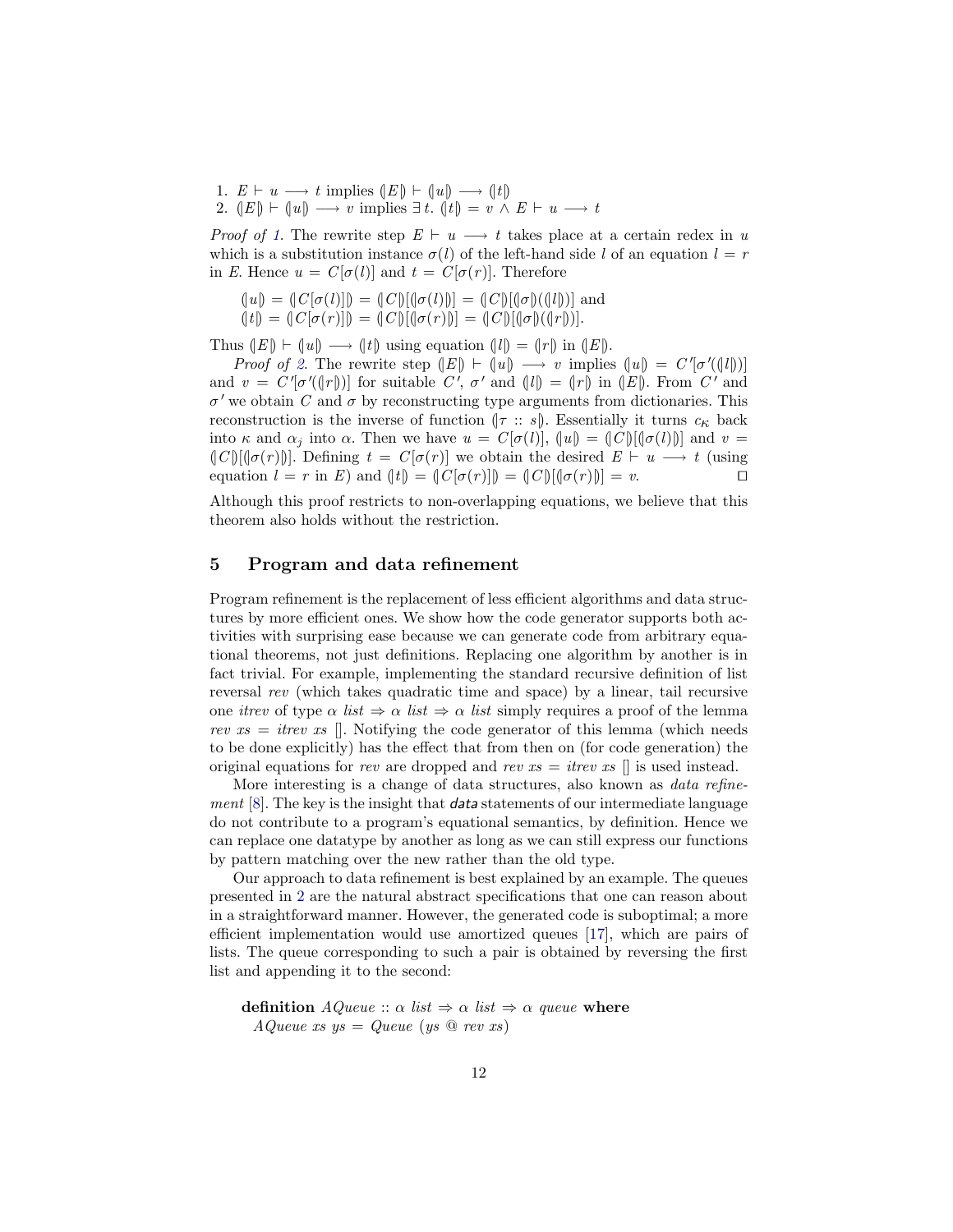1. $E \vdash u \longrightarrow t$ implies $(\!|E|\!) \vdash (\!|u|\!) \longrightarrow (\!|t|\!)$
2. $(\!|E|\!) \vdash (\!|u|\!) \longrightarrow v$ implies $\exists\, t.\ (\!|t|\!) = v \wedge E \vdash u \longrightarrow t$

*Proof of 1.* The rewrite step $E \vdash u \longrightarrow t$ takes place at a certain redex in $u$ which is a substitution instance $\sigma(l)$ of the left-hand side $l$ of an equation $l = r$ in $E$. Hence $u = C[\sigma(l)]$ and $t = C[\sigma(r)]$. Therefore

$(\!|u|\!) = (\!|C[\sigma(l)]|\!) = (\!|C|\!)[(\!|\sigma(l)|\!)] = (\!|C|\!)[(\!|\sigma|\!)((\!|l|\!))]$ and
$(\!|t|\!) = (\!|C[\sigma(r)]|\!) = (\!|C|\!)[(\!|\sigma(r)|\!)] = (\!|C|\!)[(\!|\sigma|\!)((\!|r|\!))]$.

Thus $(\!|E|\!) \vdash (\!|u|\!) \longrightarrow (\!|t|\!)$ using equation $(\!|l|\!) = (\!|r|\!)$ in $(\!|E|\!)$.

*Proof of 2.* The rewrite step $(\!|E|\!) \vdash (\!|u|\!) \longrightarrow v$ implies $(\!|u|\!) = C'[\sigma'((\!|l|\!))]$ and $v = C'[\sigma'((\!|r|\!))]$ for suitable $C'$, $\sigma'$ and $(\!|l|\!) = (\!|r|\!)$ in $(\!|E|\!)$. From $C'$ and $\sigma'$ we obtain $C$ and $\sigma$ by reconstructing type arguments from dictionaries. This reconstruction is the inverse of function $(\!|\tau :: s|\!)$. Essentially it turns $c_\kappa$ back into $\kappa$ and $\alpha_j$ into $\alpha$. Then we have $u = C[\sigma(l)]$, $(\!|u|\!) = (\!|C|\!)[(\!|\sigma(l)|\!)]$ and $v = (\!|C|\!)[(\!|\sigma(r)|\!)]$. Defining $t = C[\sigma(r)]$ we obtain the desired $E \vdash u \longrightarrow t$ (using equation $l = r$ in $E$) and $(\!|t|\!) = (\!|C[\sigma(r)]|\!) = (\!|C|\!)[(\!|\sigma(r)|\!)] = v$. □

Although this proof restricts to non-overlapping equations, we believe that this theorem also holds without the restriction.

## 5 Program and data refinement

Program refinement is the replacement of less efficient algorithms and data structures by more efficient ones. We show how the code generator supports both activities with surprising ease because we can generate code from arbitrary equational theorems, not just definitions. Replacing one algorithm by another is in fact trivial. For example, implementing the standard recursive definition of list reversal *rev* (which takes quadratic time and space) by a linear, tail recursive one *itrev* of type $\alpha$ *list* $\Rightarrow$ $\alpha$ *list* $\Rightarrow$ $\alpha$ *list* simply requires a proof of the lemma *rev xs* = *itrev xs* []. Notifying the code generator of this lemma (which needs to be done explicitly) has the effect that from then on (for code generation) the original equations for *rev* are dropped and *rev xs* = *itrev xs* [] is used instead.

More interesting is a change of data structures, also known as *data refinement* [8]. The key is the insight that ***data*** statements of our intermediate language do not contribute to a program's equational semantics, by definition. Hence we can replace one datatype by another as long as we can still express our functions by pattern matching over the new rather than the old type.

Our approach to data refinement is best explained by an example. The queues presented in 2 are the natural abstract specifications that one can reason about in a straightforward manner. However, the generated code is suboptimal; a more efficient implementation would use amortized queues [17], which are pairs of lists. The queue corresponding to such a pair is obtained by reversing the first list and appending it to the second:

**definition** *AQueue* :: $\alpha$ *list* $\Rightarrow$ $\alpha$ *list* $\Rightarrow$ $\alpha$ *queue* **where**
  *AQueue xs ys* = *Queue* (*ys* @ *rev xs*)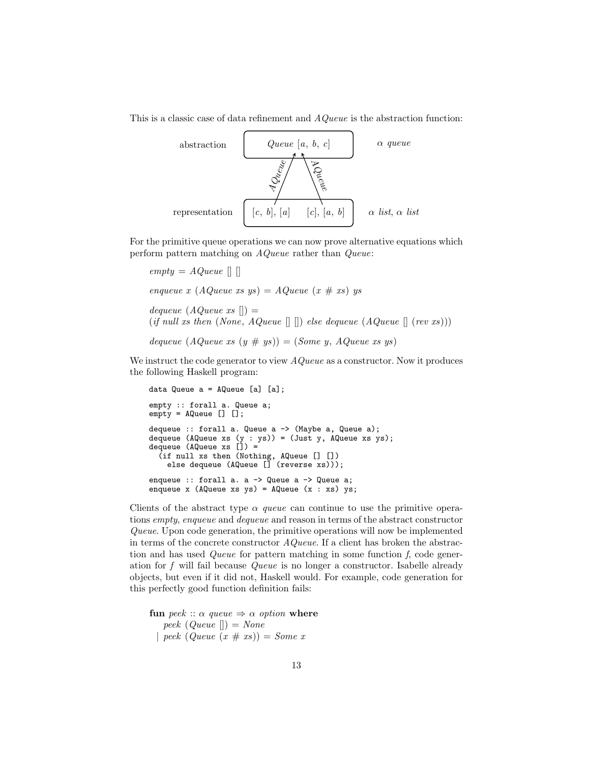This is a classic case of data refinement and *AQueue* is the abstraction function:

| | | |
|---|---|---|
| abstraction | *Queue* $[a,\ b,\ c]$ | $\alpha$ *queue* |
| | ↑ *AQueue* &nbsp;&nbsp; ↑ *AQueue* | |
| representation | $[c,\ b], [a]$ &nbsp;&nbsp;&nbsp; $[c], [a,\ b]$ | $\alpha$ *list*, $\alpha$ *list* |

For the primitive queue operations we can now prove alternative equations which perform pattern matching on *AQueue* rather than *Queue*:

*empty* = *AQueue* [] []

*enqueue x* (*AQueue xs ys*) = *AQueue* (*x* # *xs*) *ys*

*dequeue* (*AQueue xs* []) =
(*if null xs then* (*None*, *AQueue* [] []) *else dequeue* (*AQueue* [] (*rev xs*)))

*dequeue* (*AQueue xs* (*y* # *ys*)) = (*Some y*, *AQueue xs ys*)

We instruct the code generator to view *AQueue* as a constructor. Now it produces the following Haskell program:

```
data Queue a = AQueue [a] [a];

empty :: forall a. Queue a;
empty = AQueue [] [];

dequeue :: forall a. Queue a -> (Maybe a, Queue a);
dequeue (AQueue xs (y : ys)) = (Just y, AQueue xs ys);
dequeue (AQueue xs []) =
  (if null xs then (Nothing, AQueue [] [])
    else dequeue (AQueue [] (reverse xs)));

enqueue :: forall a. a -> Queue a -> Queue a;
enqueue x (AQueue xs ys) = AQueue (x : xs) ys;
```

Clients of the abstract type $\alpha$ *queue* can continue to use the primitive operations *empty*, *enqueue* and *dequeue* and reason in terms of the abstract constructor *Queue*. Upon code generation, the primitive operations will now be implemented in terms of the concrete constructor *AQueue*. If a client has broken the abstraction and has used *Queue* for pattern matching in some function *f*, code generation for *f* will fail because *Queue* is no longer a constructor. Isabelle already objects, but even if it did not, Haskell would. For example, code generation for this perfectly good function definition fails:

**fun** *peek* :: $\alpha$ *queue* $\Rightarrow$ $\alpha$ *option* **where**
&nbsp;&nbsp;&nbsp;&nbsp;*peek* (*Queue* []) = *None*
&nbsp;&nbsp;| *peek* (*Queue* (*x* # *xs*)) = *Some x*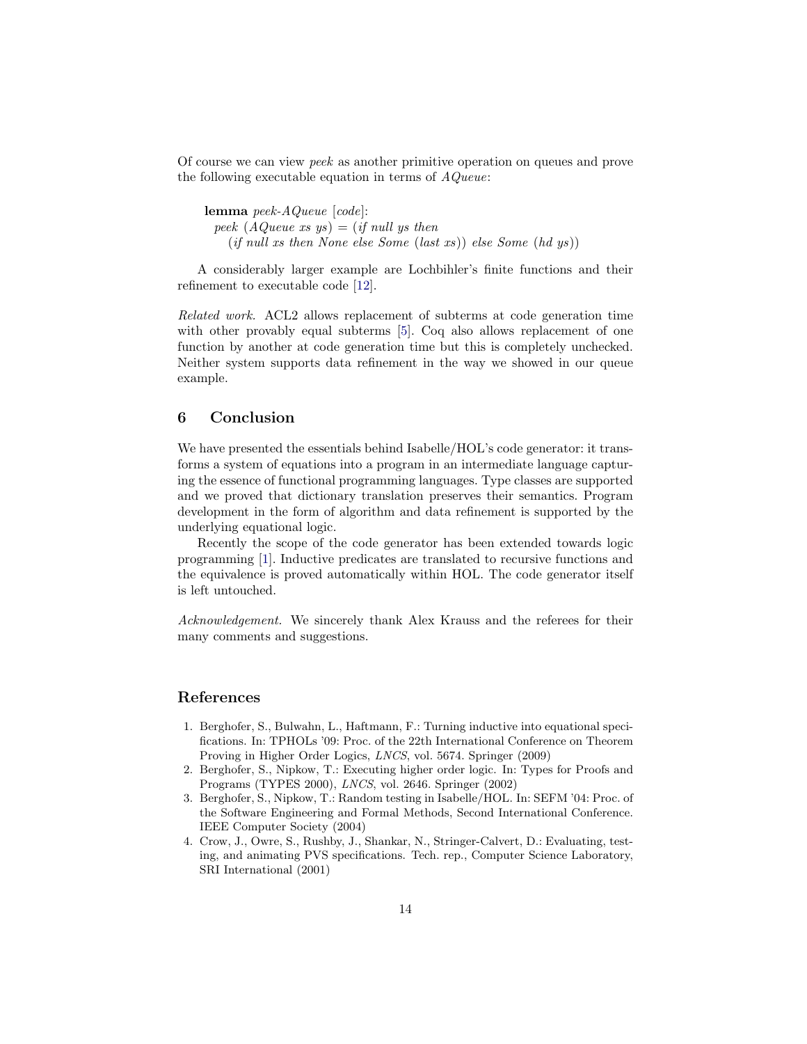Of course we can view *peek* as another primitive operation on queues and prove the following executable equation in terms of *AQueue*:

```
lemma peek-AQueue [code]:
  peek (AQueue xs ys) = (if null ys then
    (if null xs then None else Some (last xs)) else Some (hd ys))
```

A considerably larger example are Lochbihler's finite functions and their refinement to executable code [12].

*Related work.* ACL2 allows replacement of subterms at code generation time with other provably equal subterms [5]. Coq also allows replacement of one function by another at code generation time but this is completely unchecked. Neither system supports data refinement in the way we showed in our queue example.

## 6 Conclusion

We have presented the essentials behind Isabelle/HOL's code generator: it transforms a system of equations into a program in an intermediate language capturing the essence of functional programming languages. Type classes are supported and we proved that dictionary translation preserves their semantics. Program development in the form of algorithm and data refinement is supported by the underlying equational logic.

Recently the scope of the code generator has been extended towards logic programming [1]. Inductive predicates are translated to recursive functions and the equivalence is proved automatically within HOL. The code generator itself is left untouched.

*Acknowledgement.* We sincerely thank Alex Krauss and the referees for their many comments and suggestions.

## References

1. Berghofer, S., Bulwahn, L., Haftmann, F.: Turning inductive into equational specifications. In: TPHOLs '09: Proc. of the 22th International Conference on Theorem Proving in Higher Order Logics, *LNCS*, vol. 5674. Springer (2009)
2. Berghofer, S., Nipkow, T.: Executing higher order logic. In: Types for Proofs and Programs (TYPES 2000), *LNCS*, vol. 2646. Springer (2002)
3. Berghofer, S., Nipkow, T.: Random testing in Isabelle/HOL. In: SEFM '04: Proc. of the Software Engineering and Formal Methods, Second International Conference. IEEE Computer Society (2004)
4. Crow, J., Owre, S., Rushby, J., Shankar, N., Stringer-Calvert, D.: Evaluating, testing, and animating PVS specifications. Tech. rep., Computer Science Laboratory, SRI International (2001)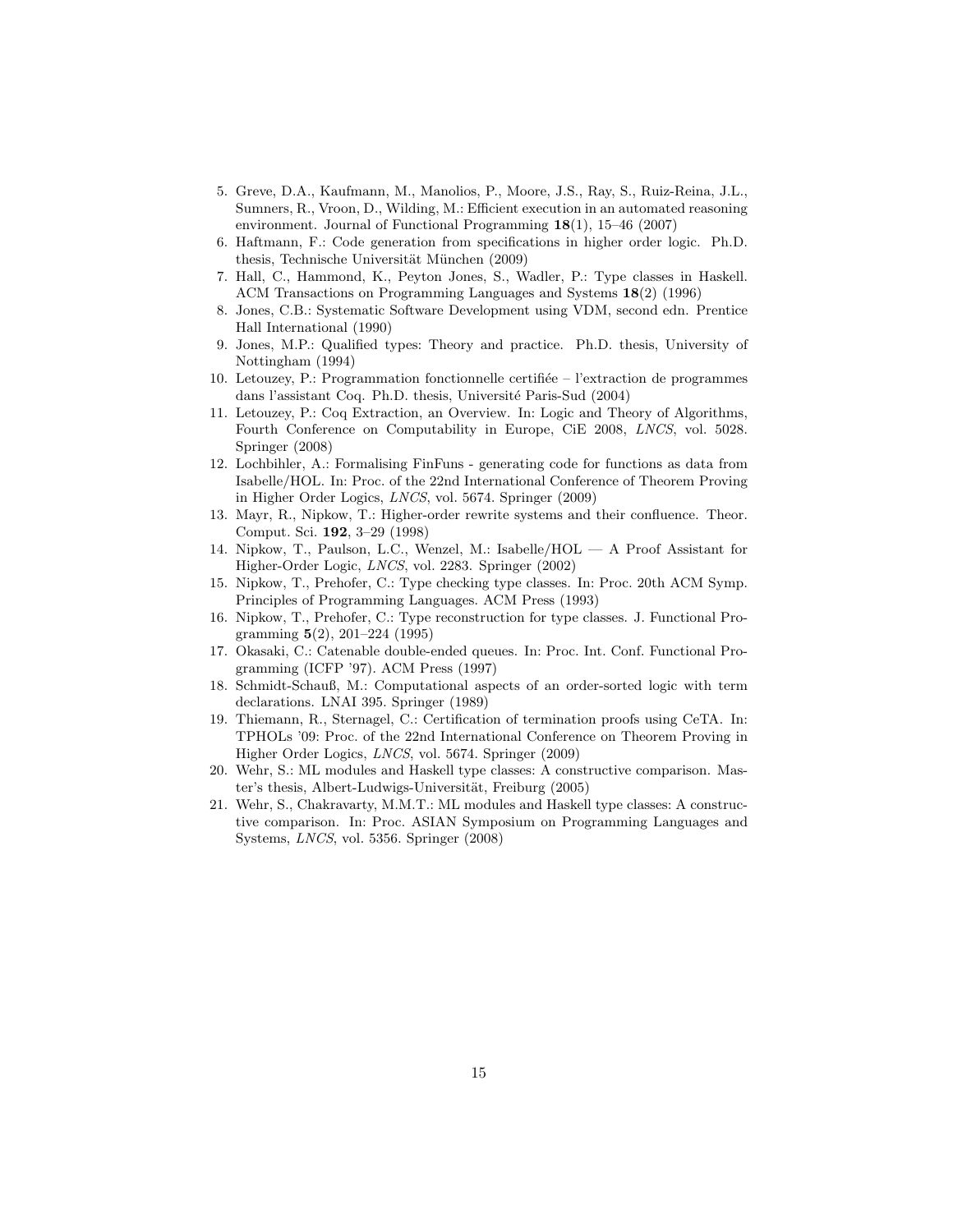5. Greve, D.A., Kaufmann, M., Manolios, P., Moore, J.S., Ray, S., Ruiz-Reina, J.L., Sumners, R., Vroon, D., Wilding, M.: Efficient execution in an automated reasoning environment. Journal of Functional Programming **18**(1), 15–46 (2007)
6. Haftmann, F.: Code generation from specifications in higher order logic. Ph.D. thesis, Technische Universität München (2009)
7. Hall, C., Hammond, K., Peyton Jones, S., Wadler, P.: Type classes in Haskell. ACM Transactions on Programming Languages and Systems **18**(2) (1996)
8. Jones, C.B.: Systematic Software Development using VDM, second edn. Prentice Hall International (1990)
9. Jones, M.P.: Qualified types: Theory and practice. Ph.D. thesis, University of Nottingham (1994)
10. Letouzey, P.: Programmation fonctionnelle certifiée – l'extraction de programmes dans l'assistant Coq. Ph.D. thesis, Université Paris-Sud (2004)
11. Letouzey, P.: Coq Extraction, an Overview. In: Logic and Theory of Algorithms, Fourth Conference on Computability in Europe, CiE 2008, *LNCS*, vol. 5028. Springer (2008)
12. Lochbihler, A.: Formalising FinFuns - generating code for functions as data from Isabelle/HOL. In: Proc. of the 22nd International Conference of Theorem Proving in Higher Order Logics, *LNCS*, vol. 5674. Springer (2009)
13. Mayr, R., Nipkow, T.: Higher-order rewrite systems and their confluence. Theor. Comput. Sci. **192**, 3–29 (1998)
14. Nipkow, T., Paulson, L.C., Wenzel, M.: Isabelle/HOL — A Proof Assistant for Higher-Order Logic, *LNCS*, vol. 2283. Springer (2002)
15. Nipkow, T., Prehofer, C.: Type checking type classes. In: Proc. 20th ACM Symp. Principles of Programming Languages. ACM Press (1993)
16. Nipkow, T., Prehofer, C.: Type reconstruction for type classes. J. Functional Programming **5**(2), 201–224 (1995)
17. Okasaki, C.: Catenable double-ended queues. In: Proc. Int. Conf. Functional Programming (ICFP '97). ACM Press (1997)
18. Schmidt-Schauß, M.: Computational aspects of an order-sorted logic with term declarations. LNAI 395. Springer (1989)
19. Thiemann, R., Sternagel, C.: Certification of termination proofs using CeTA. In: TPHOLs '09: Proc. of the 22nd International Conference on Theorem Proving in Higher Order Logics, *LNCS*, vol. 5674. Springer (2009)
20. Wehr, S.: ML modules and Haskell type classes: A constructive comparison. Master's thesis, Albert-Ludwigs-Universität, Freiburg (2005)
21. Wehr, S., Chakravarty, M.M.T.: ML modules and Haskell type classes: A constructive comparison. In: Proc. ASIAN Symposium on Programming Languages and Systems, *LNCS*, vol. 5356. Springer (2008)